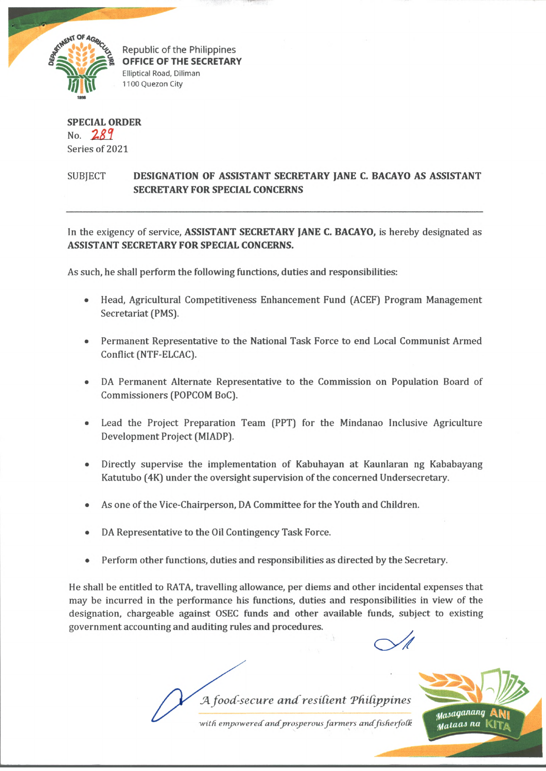Republic of the Philippines
**OFFICE OF THE SECRETARY**
Elliptical Road, Diliman
1100 Quezon City

**SPECIAL ORDER**
No. 289
Series of 2021

SUBJECT **DESIGNATION OF ASSISTANT SECRETARY JANE C. BACAYO AS ASSISTANT SECRETARY FOR SPECIAL CONCERNS**

---

In the exigency of service, **ASSISTANT SECRETARY JANE C. BACAYO,** is hereby designated as **ASSISTANT SECRETARY FOR SPECIAL CONCERNS.**

As such, he shall perform the following functions, duties and responsibilities:

- Head, Agricultural Competitiveness Enhancement Fund (ACEF) Program Management Secretariat (PMS).
- Permanent Representative to the National Task Force to end Local Communist Armed Conflict (NTF-ELCAC).
- DA Permanent Alternate Representative to the Commission on Population Board of Commissioners (POPCOM BoC).
- Lead the Project Preparation Team (PPT) for the Mindanao Inclusive Agriculture Development Project (MIADP).
- Directly supervise the implementation of Kabuhayan at Kaunlaran ng Kababayang Katutubo (4K) under the oversight supervision of the concerned Undersecretary.
- As one of the Vice-Chairperson, DA Committee for the Youth and Children.
- DA Representative to the Oil Contingency Task Force.
- Perform other functions, duties and responsibilities as directed by the Secretary.

He shall be entitled to RATA, travelling allowance, per diems and other incidental expenses that may be incurred in the performance his functions, duties and responsibilities in view of the designation, chargeable against OSEC funds and other available funds, subject to existing government accounting and auditing rules and procedures.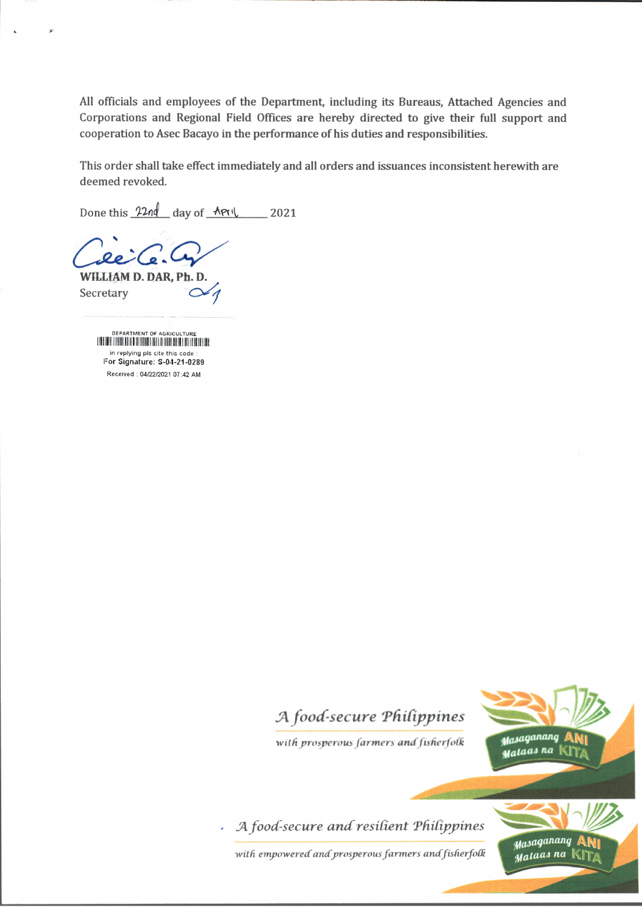All officials and employees of the Department, including its Bureaus, Attached Agencies and Corporations and Regional Field Offices are hereby directed to give their full support and cooperation to Asec Bacayo in the performance of his duties and responsibilities.

This order shall take effect immediately and all orders and issuances inconsistent herewith are deemed revoked.

Done this 22nd day of April 2021

**WILLIAM D. DAR, Ph. D.**
Secretary

DEPARTMENT OF AGRICULTURE
in replying pls cite this code :
For Signature: S-04-21-0289
Received : 04/22/2021 07:42 AM

*A food-secure Philippines*
*with prosperous farmers and fisherfolk*

Masaganang ANI Mataas na KITA

*A food-secure and resilient Philippines*
*with empowered and prosperous farmers and fisherfolk*

Masaganang ANI Mataas na KITA